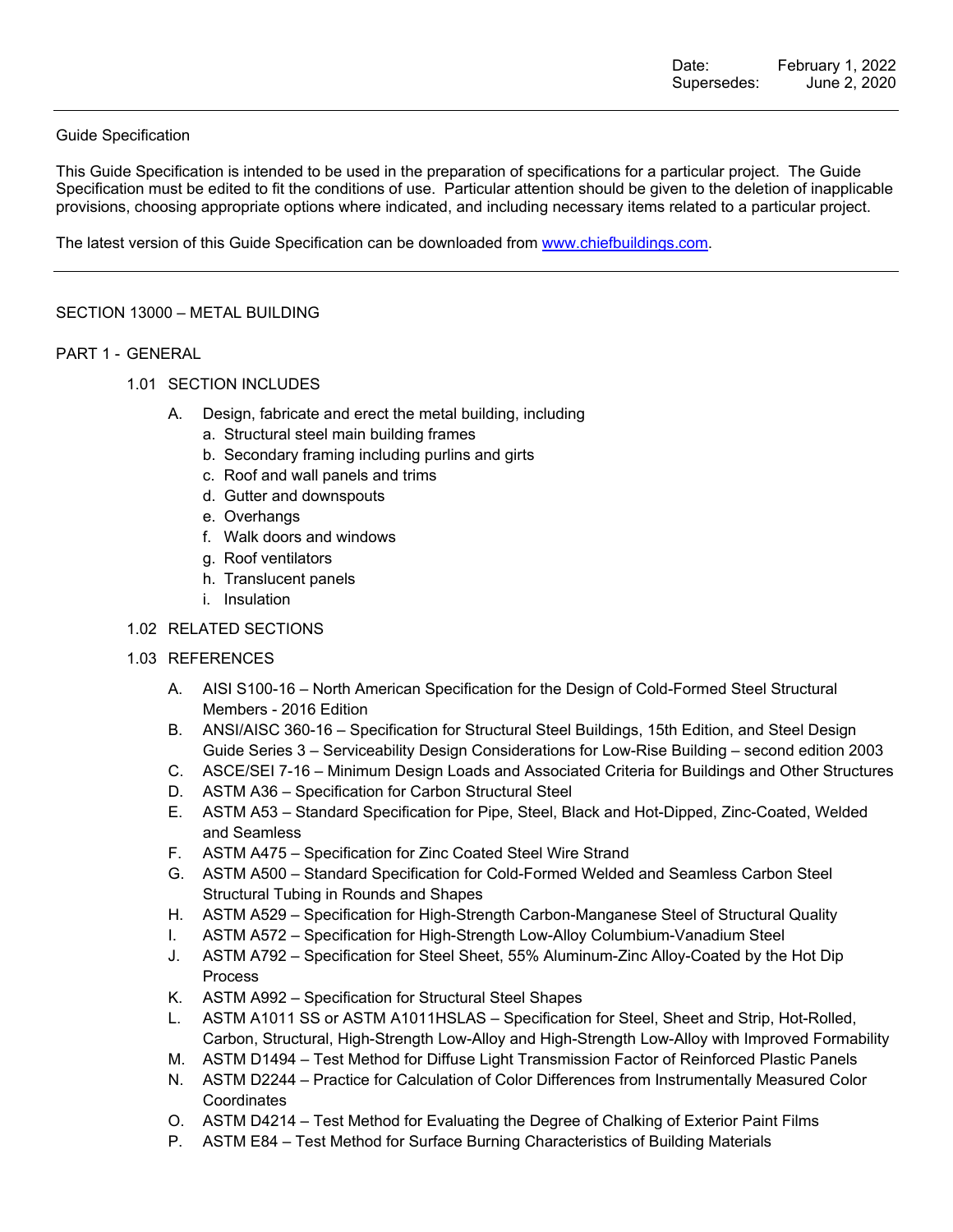Date: February 1, 2022
Supersedes: June 2, 2020

---

Guide Specification

This Guide Specification is intended to be used in the preparation of specifications for a particular project. The Guide Specification must be edited to fit the conditions of use. Particular attention should be given to the deletion of inapplicable provisions, choosing appropriate options where indicated, and including necessary items related to a particular project.

The latest version of this Guide Specification can be downloaded from www.chiefbuildings.com.

---

# SECTION 13000 – METAL BUILDING

## PART 1 - GENERAL

### 1.01 SECTION INCLUDES

A. Design, fabricate and erect the metal building, including
   - a. Structural steel main building frames
   - b. Secondary framing including purlins and girts
   - c. Roof and wall panels and trims
   - d. Gutter and downspouts
   - e. Overhangs
   - f. Walk doors and windows
   - g. Roof ventilators
   - h. Translucent panels
   - i. Insulation

### 1.02 RELATED SECTIONS

### 1.03 REFERENCES

A. AISI S100-16 – North American Specification for the Design of Cold-Formed Steel Structural Members - 2016 Edition

B. ANSI/AISC 360-16 – Specification for Structural Steel Buildings, 15th Edition, and Steel Design Guide Series 3 – Serviceability Design Considerations for Low-Rise Building – second edition 2003

C. ASCE/SEI 7-16 – Minimum Design Loads and Associated Criteria for Buildings and Other Structures

D. ASTM A36 – Specification for Carbon Structural Steel

E. ASTM A53 – Standard Specification for Pipe, Steel, Black and Hot-Dipped, Zinc-Coated, Welded and Seamless

F. ASTM A475 – Specification for Zinc Coated Steel Wire Strand

G. ASTM A500 – Standard Specification for Cold-Formed Welded and Seamless Carbon Steel Structural Tubing in Rounds and Shapes

H. ASTM A529 – Specification for High-Strength Carbon-Manganese Steel of Structural Quality

I. ASTM A572 – Specification for High-Strength Low-Alloy Columbium-Vanadium Steel

J. ASTM A792 – Specification for Steel Sheet, 55% Aluminum-Zinc Alloy-Coated by the Hot Dip Process

K. ASTM A992 – Specification for Structural Steel Shapes

L. ASTM A1011 SS or ASTM A1011HSLAS – Specification for Steel, Sheet and Strip, Hot-Rolled, Carbon, Structural, High-Strength Low-Alloy and High-Strength Low-Alloy with Improved Formability

M. ASTM D1494 – Test Method for Diffuse Light Transmission Factor of Reinforced Plastic Panels

N. ASTM D2244 – Practice for Calculation of Color Differences from Instrumentally Measured Color Coordinates

O. ASTM D4214 – Test Method for Evaluating the Degree of Chalking of Exterior Paint Films

P. ASTM E84 – Test Method for Surface Burning Characteristics of Building Materials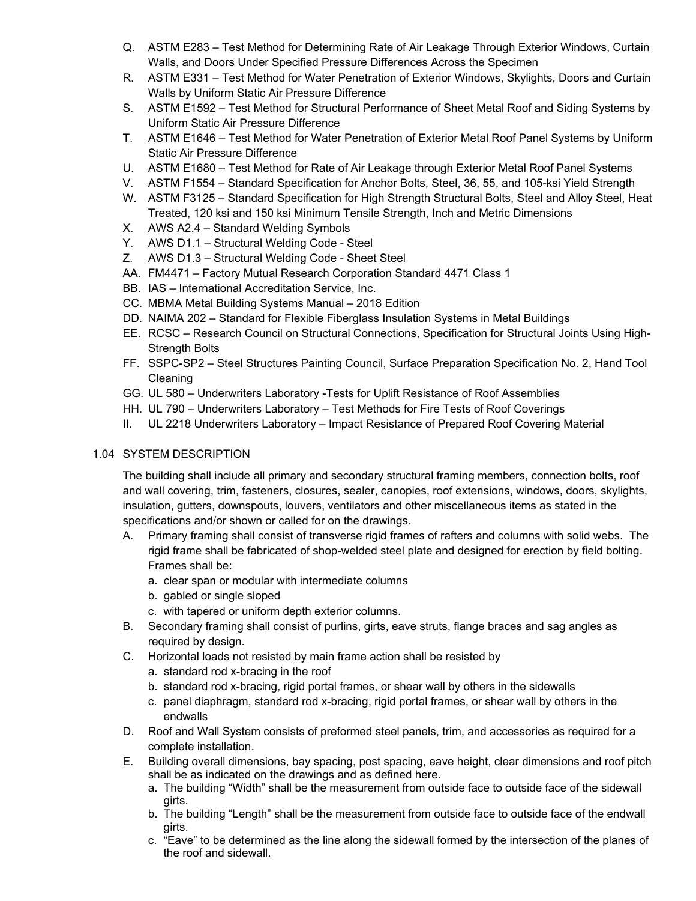Q. ASTM E283 – Test Method for Determining Rate of Air Leakage Through Exterior Windows, Curtain Walls, and Doors Under Specified Pressure Differences Across the Specimen

R. ASTM E331 – Test Method for Water Penetration of Exterior Windows, Skylights, Doors and Curtain Walls by Uniform Static Air Pressure Difference

S. ASTM E1592 – Test Method for Structural Performance of Sheet Metal Roof and Siding Systems by Uniform Static Air Pressure Difference

T. ASTM E1646 – Test Method for Water Penetration of Exterior Metal Roof Panel Systems by Uniform Static Air Pressure Difference

U. ASTM E1680 – Test Method for Rate of Air Leakage through Exterior Metal Roof Panel Systems

V. ASTM F1554 – Standard Specification for Anchor Bolts, Steel, 36, 55, and 105-ksi Yield Strength

W. ASTM F3125 – Standard Specification for High Strength Structural Bolts, Steel and Alloy Steel, Heat Treated, 120 ksi and 150 ksi Minimum Tensile Strength, Inch and Metric Dimensions

X. AWS A2.4 – Standard Welding Symbols

Y. AWS D1.1 – Structural Welding Code - Steel

Z. AWS D1.3 – Structural Welding Code - Sheet Steel

AA. FM4471 – Factory Mutual Research Corporation Standard 4471 Class 1

BB. IAS – International Accreditation Service, Inc.

CC. MBMA Metal Building Systems Manual – 2018 Edition

DD. NAIMA 202 – Standard for Flexible Fiberglass Insulation Systems in Metal Buildings

EE. RCSC – Research Council on Structural Connections, Specification for Structural Joints Using High-Strength Bolts

FF. SSPC-SP2 – Steel Structures Painting Council, Surface Preparation Specification No. 2, Hand Tool Cleaning

GG. UL 580 – Underwriters Laboratory -Tests for Uplift Resistance of Roof Assemblies

HH. UL 790 – Underwriters Laboratory – Test Methods for Fire Tests of Roof Coverings

II. UL 2218 Underwriters Laboratory – Impact Resistance of Prepared Roof Covering Material

## 1.04 SYSTEM DESCRIPTION

The building shall include all primary and secondary structural framing members, connection bolts, roof and wall covering, trim, fasteners, closures, sealer, canopies, roof extensions, windows, doors, skylights, insulation, gutters, downspouts, louvers, ventilators and other miscellaneous items as stated in the specifications and/or shown or called for on the drawings.

A. Primary framing shall consist of transverse rigid frames of rafters and columns with solid webs. The rigid frame shall be fabricated of shop-welded steel plate and designed for erection by field bolting. Frames shall be:
   a. clear span or modular with intermediate columns
   b. gabled or single sloped
   c. with tapered or uniform depth exterior columns.

B. Secondary framing shall consist of purlins, girts, eave struts, flange braces and sag angles as required by design.

C. Horizontal loads not resisted by main frame action shall be resisted by
   a. standard rod x-bracing in the roof
   b. standard rod x-bracing, rigid portal frames, or shear wall by others in the sidewalls
   c. panel diaphragm, standard rod x-bracing, rigid portal frames, or shear wall by others in the endwalls

D. Roof and Wall System consists of preformed steel panels, trim, and accessories as required for a complete installation.

E. Building overall dimensions, bay spacing, post spacing, eave height, clear dimensions and roof pitch shall be as indicated on the drawings and as defined here.
   a. The building "Width" shall be the measurement from outside face to outside face of the sidewall girts.
   b. The building "Length" shall be the measurement from outside face to outside face of the endwall girts.
   c. "Eave" to be determined as the line along the sidewall formed by the intersection of the planes of the roof and sidewall.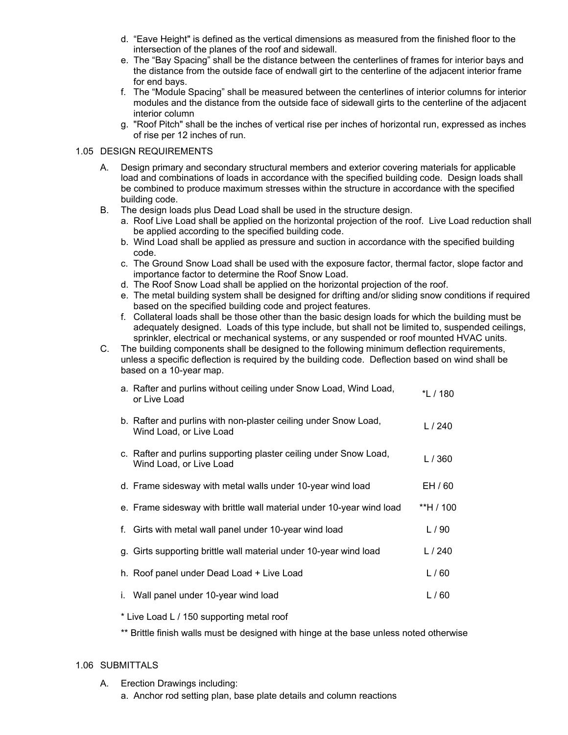d. "Eave Height" is defined as the vertical dimensions as measured from the finished floor to the intersection of the planes of the roof and sidewall.
e. The "Bay Spacing" shall be the distance between the centerlines of frames for interior bays and the distance from the outside face of endwall girt to the centerline of the adjacent interior frame for end bays.
f. The "Module Spacing" shall be measured between the centerlines of interior columns for interior modules and the distance from the outside face of sidewall girts to the centerline of the adjacent interior column
g. "Roof Pitch" shall be the inches of vertical rise per inches of horizontal run, expressed as inches of rise per 12 inches of run.

1.05 DESIGN REQUIREMENTS

A. Design primary and secondary structural members and exterior covering materials for applicable load and combinations of loads in accordance with the specified building code. Design loads shall be combined to produce maximum stresses within the structure in accordance with the specified building code.

B. The design loads plus Dead Load shall be used in the structure design.
   a. Roof Live Load shall be applied on the horizontal projection of the roof. Live Load reduction shall be applied according to the specified building code.
   b. Wind Load shall be applied as pressure and suction in accordance with the specified building code.
   c. The Ground Snow Load shall be used with the exposure factor, thermal factor, slope factor and importance factor to determine the Roof Snow Load.
   d. The Roof Snow Load shall be applied on the horizontal projection of the roof.
   e. The metal building system shall be designed for drifting and/or sliding snow conditions if required based on the specified building code and project features.
   f. Collateral loads shall be those other than the basic design loads for which the building must be adequately designed. Loads of this type include, but shall not be limited to, suspended ceilings, sprinkler, electrical or mechanical systems, or any suspended or roof mounted HVAC units.

C. The building components shall be designed to the following minimum deflection requirements, unless a specific deflection is required by the building code. Deflection based on wind shall be based on a 10-year map.

| Component | Deflection |
|---|---|
| a. Rafter and purlins without ceiling under Snow Load, Wind Load, or Live Load | *L / 180 |
| b. Rafter and purlins with non-plaster ceiling under Snow Load, Wind Load, or Live Load | L / 240 |
| c. Rafter and purlins supporting plaster ceiling under Snow Load, Wind Load, or Live Load | L / 360 |
| d. Frame sidesway with metal walls under 10-year wind load | EH / 60 |
| e. Frame sidesway with brittle wall material under 10-year wind load | **H / 100 |
| f. Girts with metal wall panel under 10-year wind load | L / 90 |
| g. Girts supporting brittle wall material under 10-year wind load | L / 240 |
| h. Roof panel under Dead Load + Live Load | L / 60 |
| i. Wall panel under 10-year wind load | L / 60 |

* Live Load L / 150 supporting metal roof

** Brittle finish walls must be designed with hinge at the base unless noted otherwise

1.06 SUBMITTALS

A. Erection Drawings including:
   a. Anchor rod setting plan, base plate details and column reactions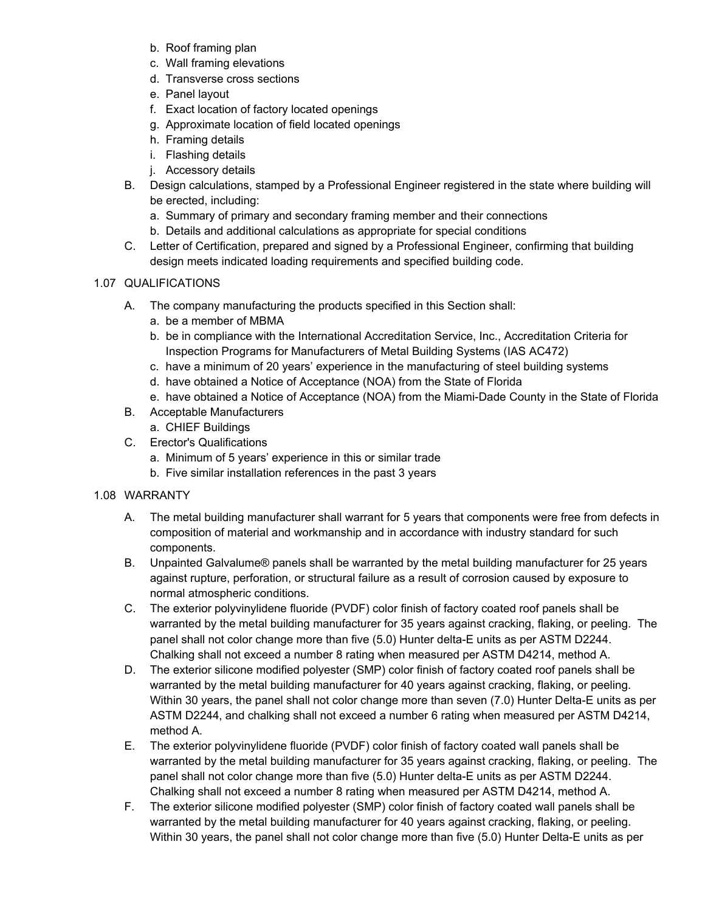b. Roof framing plan
c. Wall framing elevations
d. Transverse cross sections
e. Panel layout
f. Exact location of factory located openings
g. Approximate location of field located openings
h. Framing details
i. Flashing details
j. Accessory details

B. Design calculations, stamped by a Professional Engineer registered in the state where building will be erected, including:
   a. Summary of primary and secondary framing member and their connections
   b. Details and additional calculations as appropriate for special conditions

C. Letter of Certification, prepared and signed by a Professional Engineer, confirming that building design meets indicated loading requirements and specified building code.

## 1.07 QUALIFICATIONS

A. The company manufacturing the products specified in this Section shall:
   a. be a member of MBMA
   b. be in compliance with the International Accreditation Service, Inc., Accreditation Criteria for Inspection Programs for Manufacturers of Metal Building Systems (IAS AC472)
   c. have a minimum of 20 years' experience in the manufacturing of steel building systems
   d. have obtained a Notice of Acceptance (NOA) from the State of Florida
   e. have obtained a Notice of Acceptance (NOA) from the Miami-Dade County in the State of Florida

B. Acceptable Manufacturers
   a. CHIEF Buildings

C. Erector's Qualifications
   a. Minimum of 5 years' experience in this or similar trade
   b. Five similar installation references in the past 3 years

## 1.08 WARRANTY

A. The metal building manufacturer shall warrant for 5 years that components were free from defects in composition of material and workmanship and in accordance with industry standard for such components.

B. Unpainted Galvalume® panels shall be warranted by the metal building manufacturer for 25 years against rupture, perforation, or structural failure as a result of corrosion caused by exposure to normal atmospheric conditions.

C. The exterior polyvinylidene fluoride (PVDF) color finish of factory coated roof panels shall be warranted by the metal building manufacturer for 35 years against cracking, flaking, or peeling. The panel shall not color change more than five (5.0) Hunter delta-E units as per ASTM D2244. Chalking shall not exceed a number 8 rating when measured per ASTM D4214, method A.

D. The exterior silicone modified polyester (SMP) color finish of factory coated roof panels shall be warranted by the metal building manufacturer for 40 years against cracking, flaking, or peeling. Within 30 years, the panel shall not color change more than seven (7.0) Hunter Delta-E units as per ASTM D2244, and chalking shall not exceed a number 6 rating when measured per ASTM D4214, method A.

E. The exterior polyvinylidene fluoride (PVDF) color finish of factory coated wall panels shall be warranted by the metal building manufacturer for 35 years against cracking, flaking, or peeling. The panel shall not color change more than five (5.0) Hunter delta-E units as per ASTM D2244. Chalking shall not exceed a number 8 rating when measured per ASTM D4214, method A.

F. The exterior silicone modified polyester (SMP) color finish of factory coated wall panels shall be warranted by the metal building manufacturer for 40 years against cracking, flaking, or peeling. Within 30 years, the panel shall not color change more than five (5.0) Hunter Delta-E units as per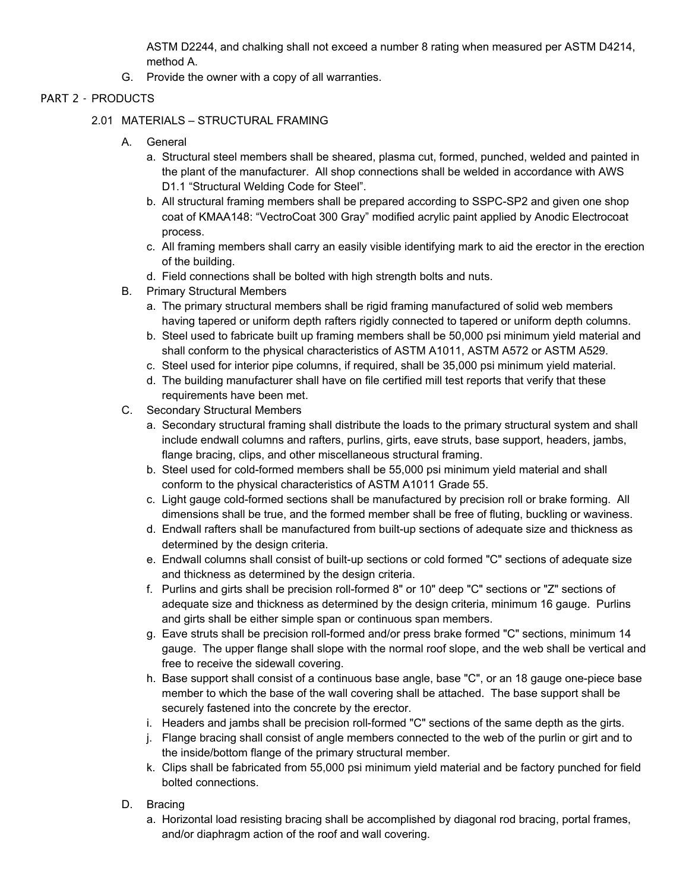ASTM D2244, and chalking shall not exceed a number 8 rating when measured per ASTM D4214, method A.

G. Provide the owner with a copy of all warranties.

## PART 2 - PRODUCTS

### 2.01 MATERIALS – STRUCTURAL FRAMING

A. General

a. Structural steel members shall be sheared, plasma cut, formed, punched, welded and painted in the plant of the manufacturer. All shop connections shall be welded in accordance with AWS D1.1 "Structural Welding Code for Steel".

b. All structural framing members shall be prepared according to SSPC-SP2 and given one shop coat of KMAA148: "VectroCoat 300 Gray" modified acrylic paint applied by Anodic Electrocoat process.

c. All framing members shall carry an easily visible identifying mark to aid the erector in the erection of the building.

d. Field connections shall be bolted with high strength bolts and nuts.

B. Primary Structural Members

a. The primary structural members shall be rigid framing manufactured of solid web members having tapered or uniform depth rafters rigidly connected to tapered or uniform depth columns.

b. Steel used to fabricate built up framing members shall be 50,000 psi minimum yield material and shall conform to the physical characteristics of ASTM A1011, ASTM A572 or ASTM A529.

c. Steel used for interior pipe columns, if required, shall be 35,000 psi minimum yield material.

d. The building manufacturer shall have on file certified mill test reports that verify that these requirements have been met.

C. Secondary Structural Members

a. Secondary structural framing shall distribute the loads to the primary structural system and shall include endwall columns and rafters, purlins, girts, eave struts, base support, headers, jambs, flange bracing, clips, and other miscellaneous structural framing.

b. Steel used for cold-formed members shall be 55,000 psi minimum yield material and shall conform to the physical characteristics of ASTM A1011 Grade 55.

c. Light gauge cold-formed sections shall be manufactured by precision roll or brake forming. All dimensions shall be true, and the formed member shall be free of fluting, buckling or waviness.

d. Endwall rafters shall be manufactured from built-up sections of adequate size and thickness as determined by the design criteria.

e. Endwall columns shall consist of built-up sections or cold formed "C" sections of adequate size and thickness as determined by the design criteria.

f. Purlins and girts shall be precision roll-formed 8" or 10" deep "C" sections or "Z" sections of adequate size and thickness as determined by the design criteria, minimum 16 gauge. Purlins and girts shall be either simple span or continuous span members.

g. Eave struts shall be precision roll-formed and/or press brake formed "C" sections, minimum 14 gauge. The upper flange shall slope with the normal roof slope, and the web shall be vertical and free to receive the sidewall covering.

h. Base support shall consist of a continuous base angle, base "C", or an 18 gauge one-piece base member to which the base of the wall covering shall be attached. The base support shall be securely fastened into the concrete by the erector.

i. Headers and jambs shall be precision roll-formed "C" sections of the same depth as the girts.

j. Flange bracing shall consist of angle members connected to the web of the purlin or girt and to the inside/bottom flange of the primary structural member.

k. Clips shall be fabricated from 55,000 psi minimum yield material and be factory punched for field bolted connections.

D. Bracing

a. Horizontal load resisting bracing shall be accomplished by diagonal rod bracing, portal frames, and/or diaphragm action of the roof and wall covering.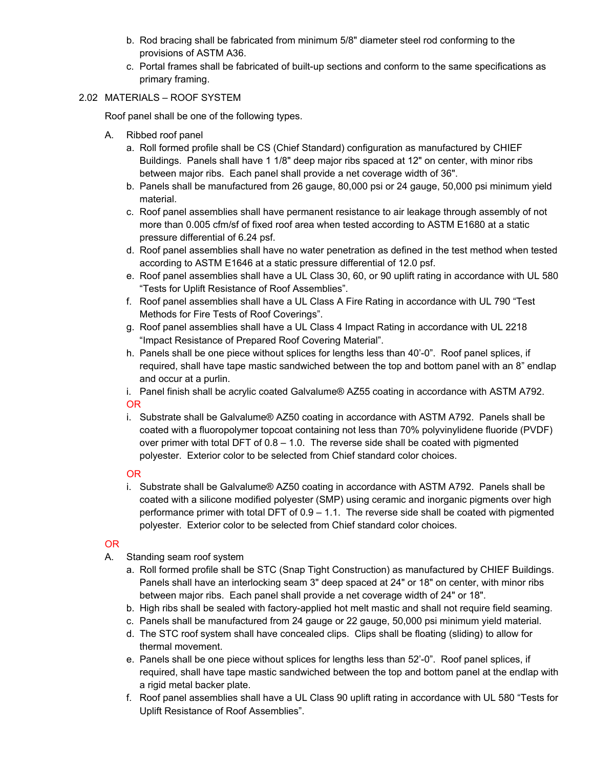b. Rod bracing shall be fabricated from minimum 5/8" diameter steel rod conforming to the provisions of ASTM A36.

c. Portal frames shall be fabricated of built-up sections and conform to the same specifications as primary framing.

## 2.02 MATERIALS – ROOF SYSTEM

Roof panel shall be one of the following types.

A. Ribbed roof panel

a. Roll formed profile shall be CS (Chief Standard) configuration as manufactured by CHIEF Buildings. Panels shall have 1 1/8" deep major ribs spaced at 12" on center, with minor ribs between major ribs. Each panel shall provide a net coverage width of 36".

b. Panels shall be manufactured from 26 gauge, 80,000 psi or 24 gauge, 50,000 psi minimum yield material.

c. Roof panel assemblies shall have permanent resistance to air leakage through assembly of not more than 0.005 cfm/sf of fixed roof area when tested according to ASTM E1680 at a static pressure differential of 6.24 psf.

d. Roof panel assemblies shall have no water penetration as defined in the test method when tested according to ASTM E1646 at a static pressure differential of 12.0 psf.

e. Roof panel assemblies shall have a UL Class 30, 60, or 90 uplift rating in accordance with UL 580 "Tests for Uplift Resistance of Roof Assemblies".

f. Roof panel assemblies shall have a UL Class A Fire Rating in accordance with UL 790 "Test Methods for Fire Tests of Roof Coverings".

g. Roof panel assemblies shall have a UL Class 4 Impact Rating in accordance with UL 2218 "Impact Resistance of Prepared Roof Covering Material".

h. Panels shall be one piece without splices for lengths less than 40'-0". Roof panel splices, if required, shall have tape mastic sandwiched between the top and bottom panel with an 8" endlap and occur at a purlin.

i. Panel finish shall be acrylic coated Galvalume® AZ55 coating in accordance with ASTM A792.

OR

i. Substrate shall be Galvalume® AZ50 coating in accordance with ASTM A792. Panels shall be coated with a fluoropolymer topcoat containing not less than 70% polyvinylidene fluoride (PVDF) over primer with total DFT of 0.8 – 1.0. The reverse side shall be coated with pigmented polyester. Exterior color to be selected from Chief standard color choices.

OR

i. Substrate shall be Galvalume® AZ50 coating in accordance with ASTM A792. Panels shall be coated with a silicone modified polyester (SMP) using ceramic and inorganic pigments over high performance primer with total DFT of 0.9 – 1.1. The reverse side shall be coated with pigmented polyester. Exterior color to be selected from Chief standard color choices.

OR

A. Standing seam roof system

a. Roll formed profile shall be STC (Snap Tight Construction) as manufactured by CHIEF Buildings. Panels shall have an interlocking seam 3" deep spaced at 24" or 18" on center, with minor ribs between major ribs. Each panel shall provide a net coverage width of 24" or 18".

b. High ribs shall be sealed with factory-applied hot melt mastic and shall not require field seaming.

c. Panels shall be manufactured from 24 gauge or 22 gauge, 50,000 psi minimum yield material.

d. The STC roof system shall have concealed clips. Clips shall be floating (sliding) to allow for thermal movement.

e. Panels shall be one piece without splices for lengths less than 52'-0". Roof panel splices, if required, shall have tape mastic sandwiched between the top and bottom panel at the endlap with a rigid metal backer plate.

f. Roof panel assemblies shall have a UL Class 90 uplift rating in accordance with UL 580 "Tests for Uplift Resistance of Roof Assemblies".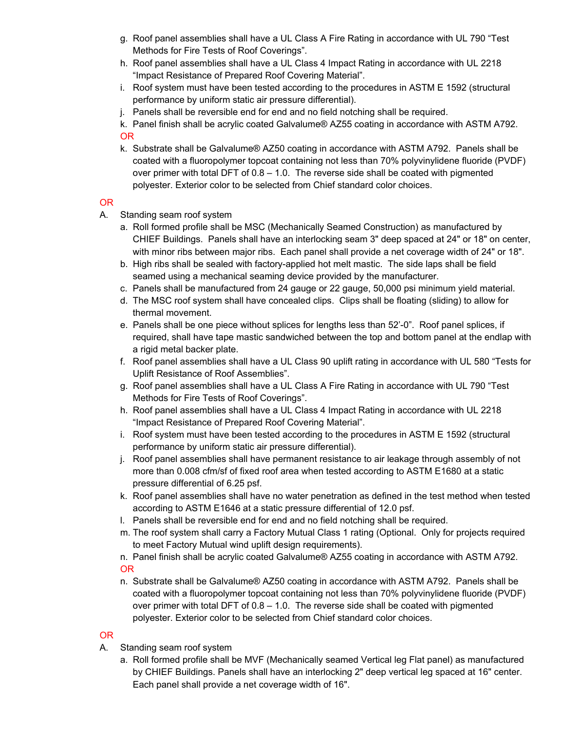g. Roof panel assemblies shall have a UL Class A Fire Rating in accordance with UL 790 "Test Methods for Fire Tests of Roof Coverings".
h. Roof panel assemblies shall have a UL Class 4 Impact Rating in accordance with UL 2218 "Impact Resistance of Prepared Roof Covering Material".
i. Roof system must have been tested according to the procedures in ASTM E 1592 (structural performance by uniform static air pressure differential).
j. Panels shall be reversible end for end and no field notching shall be required.
k. Panel finish shall be acrylic coated Galvalume® AZ55 coating in accordance with ASTM A792.

OR

k. Substrate shall be Galvalume® AZ50 coating in accordance with ASTM A792. Panels shall be coated with a fluoropolymer topcoat containing not less than 70% polyvinylidene fluoride (PVDF) over primer with total DFT of 0.8 – 1.0. The reverse side shall be coated with pigmented polyester. Exterior color to be selected from Chief standard color choices.

OR

A. Standing seam roof system
   a. Roll formed profile shall be MSC (Mechanically Seamed Construction) as manufactured by CHIEF Buildings. Panels shall have an interlocking seam 3" deep spaced at 24" or 18" on center, with minor ribs between major ribs. Each panel shall provide a net coverage width of 24" or 18".
   b. High ribs shall be sealed with factory-applied hot melt mastic. The side laps shall be field seamed using a mechanical seaming device provided by the manufacturer.
   c. Panels shall be manufactured from 24 gauge or 22 gauge, 50,000 psi minimum yield material.
   d. The MSC roof system shall have concealed clips. Clips shall be floating (sliding) to allow for thermal movement.
   e. Panels shall be one piece without splices for lengths less than 52'-0". Roof panel splices, if required, shall have tape mastic sandwiched between the top and bottom panel at the endlap with a rigid metal backer plate.
   f. Roof panel assemblies shall have a UL Class 90 uplift rating in accordance with UL 580 "Tests for Uplift Resistance of Roof Assemblies".
   g. Roof panel assemblies shall have a UL Class A Fire Rating in accordance with UL 790 "Test Methods for Fire Tests of Roof Coverings".
   h. Roof panel assemblies shall have a UL Class 4 Impact Rating in accordance with UL 2218 "Impact Resistance of Prepared Roof Covering Material".
   i. Roof system must have been tested according to the procedures in ASTM E 1592 (structural performance by uniform static air pressure differential).
   j. Roof panel assemblies shall have permanent resistance to air leakage through assembly of not more than 0.008 cfm/sf of fixed roof area when tested according to ASTM E1680 at a static pressure differential of 6.25 psf.
   k. Roof panel assemblies shall have no water penetration as defined in the test method when tested according to ASTM E1646 at a static pressure differential of 12.0 psf.
   l. Panels shall be reversible end for end and no field notching shall be required.
   m. The roof system shall carry a Factory Mutual Class 1 rating (Optional. Only for projects required to meet Factory Mutual wind uplift design requirements).
   n. Panel finish shall be acrylic coated Galvalume® AZ55 coating in accordance with ASTM A792.

   OR

   n. Substrate shall be Galvalume® AZ50 coating in accordance with ASTM A792. Panels shall be coated with a fluoropolymer topcoat containing not less than 70% polyvinylidene fluoride (PVDF) over primer with total DFT of 0.8 – 1.0. The reverse side shall be coated with pigmented polyester. Exterior color to be selected from Chief standard color choices.

OR

A. Standing seam roof system
   a. Roll formed profile shall be MVF (Mechanically seamed Vertical leg Flat panel) as manufactured by CHIEF Buildings. Panels shall have an interlocking 2" deep vertical leg spaced at 16" center. Each panel shall provide a net coverage width of 16".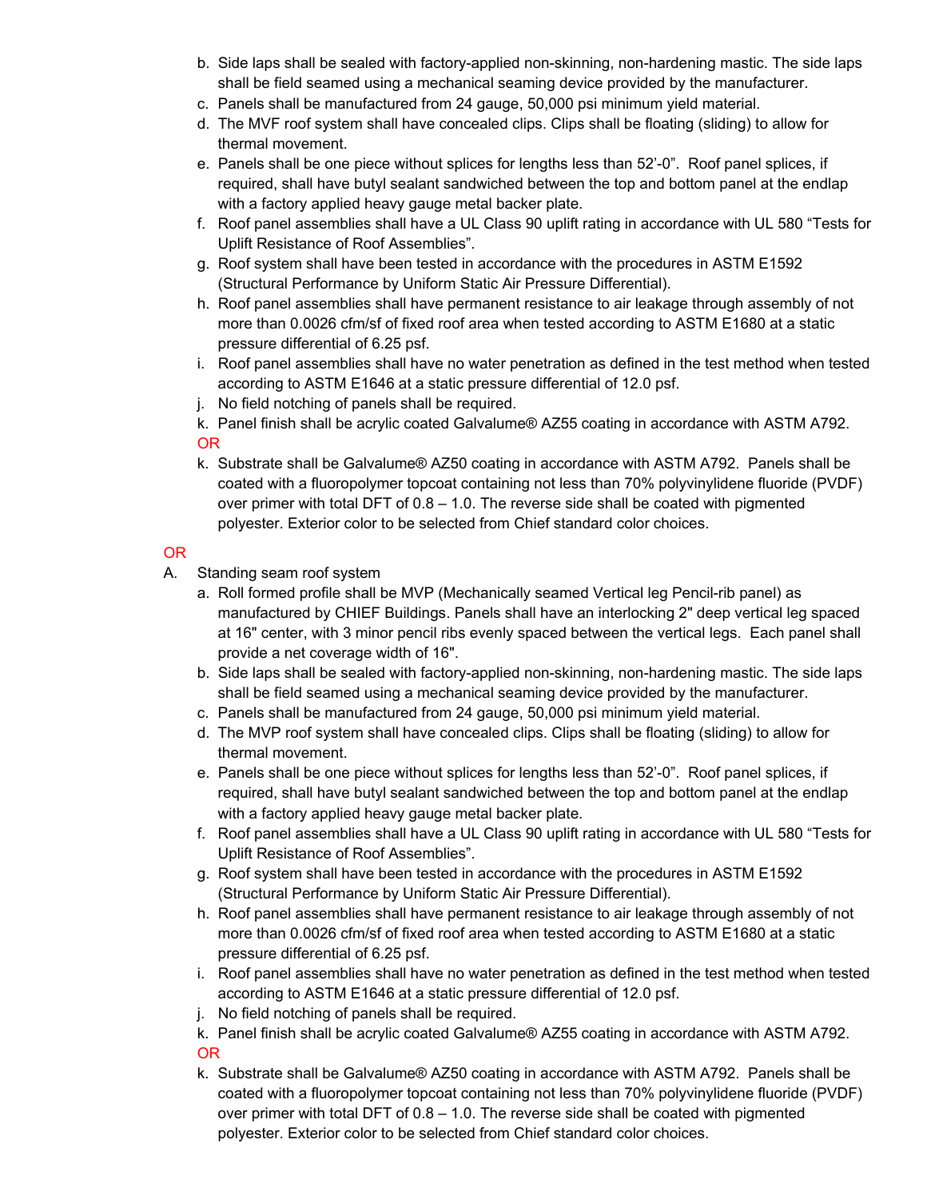b. Side laps shall be sealed with factory-applied non-skinning, non-hardening mastic. The side laps shall be field seamed using a mechanical seaming device provided by the manufacturer.
c. Panels shall be manufactured from 24 gauge, 50,000 psi minimum yield material.
d. The MVF roof system shall have concealed clips. Clips shall be floating (sliding) to allow for thermal movement.
e. Panels shall be one piece without splices for lengths less than 52'-0". Roof panel splices, if required, shall have butyl sealant sandwiched between the top and bottom panel at the endlap with a factory applied heavy gauge metal backer plate.
f. Roof panel assemblies shall have a UL Class 90 uplift rating in accordance with UL 580 "Tests for Uplift Resistance of Roof Assemblies".
g. Roof system shall have been tested in accordance with the procedures in ASTM E1592 (Structural Performance by Uniform Static Air Pressure Differential).
h. Roof panel assemblies shall have permanent resistance to air leakage through assembly of not more than 0.0026 cfm/sf of fixed roof area when tested according to ASTM E1680 at a static pressure differential of 6.25 psf.
i. Roof panel assemblies shall have no water penetration as defined in the test method when tested according to ASTM E1646 at a static pressure differential of 12.0 psf.
j. No field notching of panels shall be required.
k. Panel finish shall be acrylic coated Galvalume® AZ55 coating in accordance with ASTM A792.

OR

k. Substrate shall be Galvalume® AZ50 coating in accordance with ASTM A792. Panels shall be coated with a fluoropolymer topcoat containing not less than 70% polyvinylidene fluoride (PVDF) over primer with total DFT of 0.8 – 1.0. The reverse side shall be coated with pigmented polyester. Exterior color to be selected from Chief standard color choices.

OR

A. Standing seam roof system
   a. Roll formed profile shall be MVP (Mechanically seamed Vertical leg Pencil-rib panel) as manufactured by CHIEF Buildings. Panels shall have an interlocking 2" deep vertical leg spaced at 16" center, with 3 minor pencil ribs evenly spaced between the vertical legs. Each panel shall provide a net coverage width of 16".
   b. Side laps shall be sealed with factory-applied non-skinning, non-hardening mastic. The side laps shall be field seamed using a mechanical seaming device provided by the manufacturer.
   c. Panels shall be manufactured from 24 gauge, 50,000 psi minimum yield material.
   d. The MVP roof system shall have concealed clips. Clips shall be floating (sliding) to allow for thermal movement.
   e. Panels shall be one piece without splices for lengths less than 52'-0". Roof panel splices, if required, shall have butyl sealant sandwiched between the top and bottom panel at the endlap with a factory applied heavy gauge metal backer plate.
   f. Roof panel assemblies shall have a UL Class 90 uplift rating in accordance with UL 580 "Tests for Uplift Resistance of Roof Assemblies".
   g. Roof system shall have been tested in accordance with the procedures in ASTM E1592 (Structural Performance by Uniform Static Air Pressure Differential).
   h. Roof panel assemblies shall have permanent resistance to air leakage through assembly of not more than 0.0026 cfm/sf of fixed roof area when tested according to ASTM E1680 at a static pressure differential of 6.25 psf.
   i. Roof panel assemblies shall have no water penetration as defined in the test method when tested according to ASTM E1646 at a static pressure differential of 12.0 psf.
   j. No field notching of panels shall be required.
   k. Panel finish shall be acrylic coated Galvalume® AZ55 coating in accordance with ASTM A792.

   OR

   k. Substrate shall be Galvalume® AZ50 coating in accordance with ASTM A792. Panels shall be coated with a fluoropolymer topcoat containing not less than 70% polyvinylidene fluoride (PVDF) over primer with total DFT of 0.8 – 1.0. The reverse side shall be coated with pigmented polyester. Exterior color to be selected from Chief standard color choices.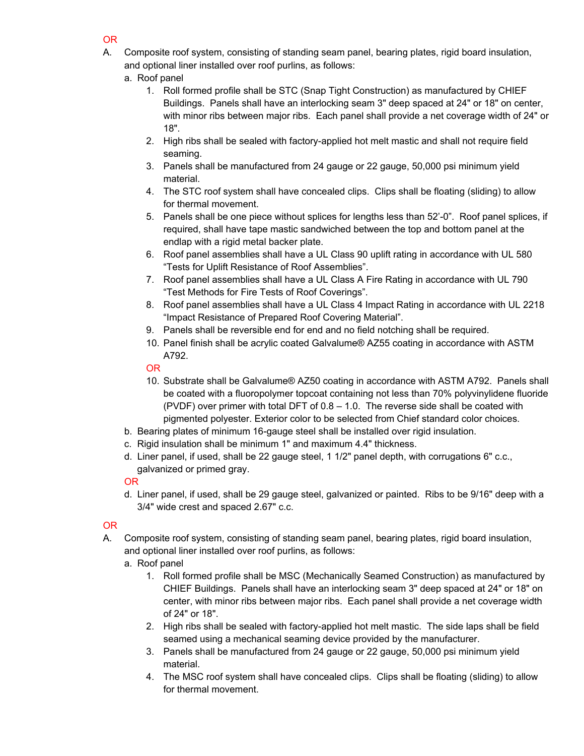OR

A. Composite roof system, consisting of standing seam panel, bearing plates, rigid board insulation, and optional liner installed over roof purlins, as follows:

   a. Roof panel

      1. Roll formed profile shall be STC (Snap Tight Construction) as manufactured by CHIEF Buildings. Panels shall have an interlocking seam 3" deep spaced at 24" or 18" on center, with minor ribs between major ribs. Each panel shall provide a net coverage width of 24" or 18".
      2. High ribs shall be sealed with factory-applied hot melt mastic and shall not require field seaming.
      3. Panels shall be manufactured from 24 gauge or 22 gauge, 50,000 psi minimum yield material.
      4. The STC roof system shall have concealed clips. Clips shall be floating (sliding) to allow for thermal movement.
      5. Panels shall be one piece without splices for lengths less than 52'-0". Roof panel splices, if required, shall have tape mastic sandwiched between the top and bottom panel at the endlap with a rigid metal backer plate.
      6. Roof panel assemblies shall have a UL Class 90 uplift rating in accordance with UL 580 "Tests for Uplift Resistance of Roof Assemblies".
      7. Roof panel assemblies shall have a UL Class A Fire Rating in accordance with UL 790 "Test Methods for Fire Tests of Roof Coverings".
      8. Roof panel assemblies shall have a UL Class 4 Impact Rating in accordance with UL 2218 "Impact Resistance of Prepared Roof Covering Material".
      9. Panels shall be reversible end for end and no field notching shall be required.
      10. Panel finish shall be acrylic coated Galvalume® AZ55 coating in accordance with ASTM A792.

      OR

      10. Substrate shall be Galvalume® AZ50 coating in accordance with ASTM A792. Panels shall be coated with a fluoropolymer topcoat containing not less than 70% polyvinylidene fluoride (PVDF) over primer with total DFT of 0.8 – 1.0. The reverse side shall be coated with pigmented polyester. Exterior color to be selected from Chief standard color choices.

   b. Bearing plates of minimum 16-gauge steel shall be installed over rigid insulation.
   c. Rigid insulation shall be minimum 1" and maximum 4.4" thickness.
   d. Liner panel, if used, shall be 22 gauge steel, 1 1/2" panel depth, with corrugations 6" c.c., galvanized or primed gray.

   OR

   d. Liner panel, if used, shall be 29 gauge steel, galvanized or painted. Ribs to be 9/16" deep with a 3/4" wide crest and spaced 2.67" c.c.

OR

A. Composite roof system, consisting of standing seam panel, bearing plates, rigid board insulation, and optional liner installed over roof purlins, as follows:

   a. Roof panel

      1. Roll formed profile shall be MSC (Mechanically Seamed Construction) as manufactured by CHIEF Buildings. Panels shall have an interlocking seam 3" deep spaced at 24" or 18" on center, with minor ribs between major ribs. Each panel shall provide a net coverage width of 24" or 18".
      2. High ribs shall be sealed with factory-applied hot melt mastic. The side laps shall be field seamed using a mechanical seaming device provided by the manufacturer.
      3. Panels shall be manufactured from 24 gauge or 22 gauge, 50,000 psi minimum yield material.
      4. The MSC roof system shall have concealed clips. Clips shall be floating (sliding) to allow for thermal movement.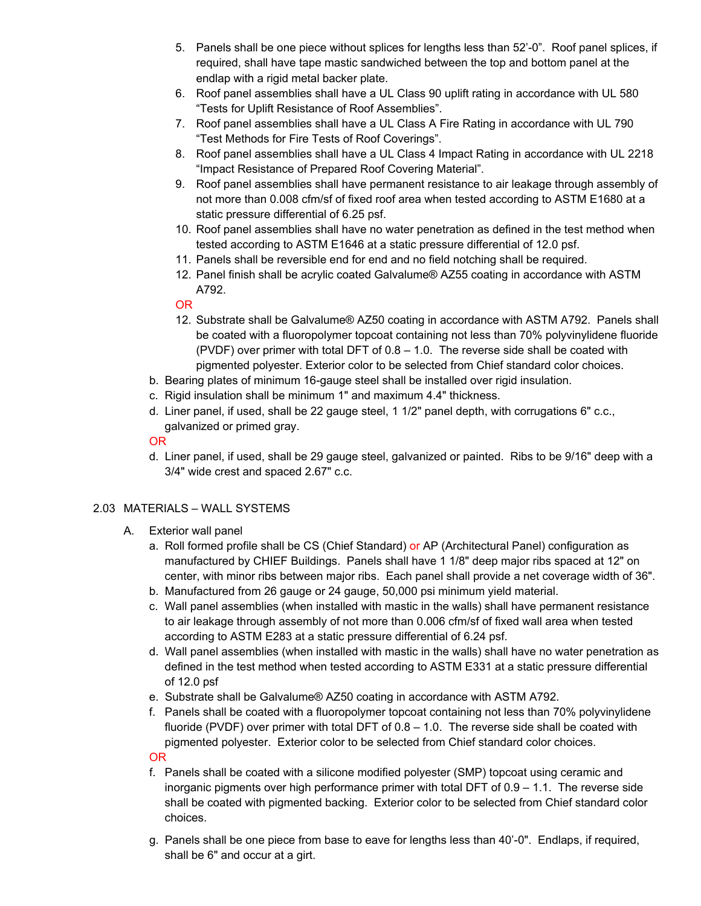5. Panels shall be one piece without splices for lengths less than 52'-0". Roof panel splices, if required, shall have tape mastic sandwiched between the top and bottom panel at the endlap with a rigid metal backer plate.
6. Roof panel assemblies shall have a UL Class 90 uplift rating in accordance with UL 580 "Tests for Uplift Resistance of Roof Assemblies".
7. Roof panel assemblies shall have a UL Class A Fire Rating in accordance with UL 790 "Test Methods for Fire Tests of Roof Coverings".
8. Roof panel assemblies shall have a UL Class 4 Impact Rating in accordance with UL 2218 "Impact Resistance of Prepared Roof Covering Material".
9. Roof panel assemblies shall have permanent resistance to air leakage through assembly of not more than 0.008 cfm/sf of fixed roof area when tested according to ASTM E1680 at a static pressure differential of 6.25 psf.
10. Roof panel assemblies shall have no water penetration as defined in the test method when tested according to ASTM E1646 at a static pressure differential of 12.0 psf.
11. Panels shall be reversible end for end and no field notching shall be required.
12. Panel finish shall be acrylic coated Galvalume® AZ55 coating in accordance with ASTM A792.

OR

12. Substrate shall be Galvalume® AZ50 coating in accordance with ASTM A792. Panels shall be coated with a fluoropolymer topcoat containing not less than 70% polyvinylidene fluoride (PVDF) over primer with total DFT of 0.8 – 1.0. The reverse side shall be coated with pigmented polyester. Exterior color to be selected from Chief standard color choices.

b. Bearing plates of minimum 16-gauge steel shall be installed over rigid insulation.

c. Rigid insulation shall be minimum 1" and maximum 4.4" thickness.

d. Liner panel, if used, shall be 22 gauge steel, 1 1/2" panel depth, with corrugations 6" c.c., galvanized or primed gray.

OR

d. Liner panel, if used, shall be 29 gauge steel, galvanized or painted. Ribs to be 9/16" deep with a 3/4" wide crest and spaced 2.67" c.c.

## 2.03 MATERIALS – WALL SYSTEMS

A. Exterior wall panel

a. Roll formed profile shall be CS (Chief Standard) or AP (Architectural Panel) configuration as manufactured by CHIEF Buildings. Panels shall have 1 1/8" deep major ribs spaced at 12" on center, with minor ribs between major ribs. Each panel shall provide a net coverage width of 36".

b. Manufactured from 26 gauge or 24 gauge, 50,000 psi minimum yield material.

c. Wall panel assemblies (when installed with mastic in the walls) shall have permanent resistance to air leakage through assembly of not more than 0.006 cfm/sf of fixed wall area when tested according to ASTM E283 at a static pressure differential of 6.24 psf.

d. Wall panel assemblies (when installed with mastic in the walls) shall have no water penetration as defined in the test method when tested according to ASTM E331 at a static pressure differential of 12.0 psf

e. Substrate shall be Galvalume® AZ50 coating in accordance with ASTM A792.

f. Panels shall be coated with a fluoropolymer topcoat containing not less than 70% polyvinylidene fluoride (PVDF) over primer with total DFT of 0.8 – 1.0. The reverse side shall be coated with pigmented polyester. Exterior color to be selected from Chief standard color choices.

OR

f. Panels shall be coated with a silicone modified polyester (SMP) topcoat using ceramic and inorganic pigments over high performance primer with total DFT of 0.9 – 1.1. The reverse side shall be coated with pigmented backing. Exterior color to be selected from Chief standard color choices.

g. Panels shall be one piece from base to eave for lengths less than 40'-0". Endlaps, if required, shall be 6" and occur at a girt.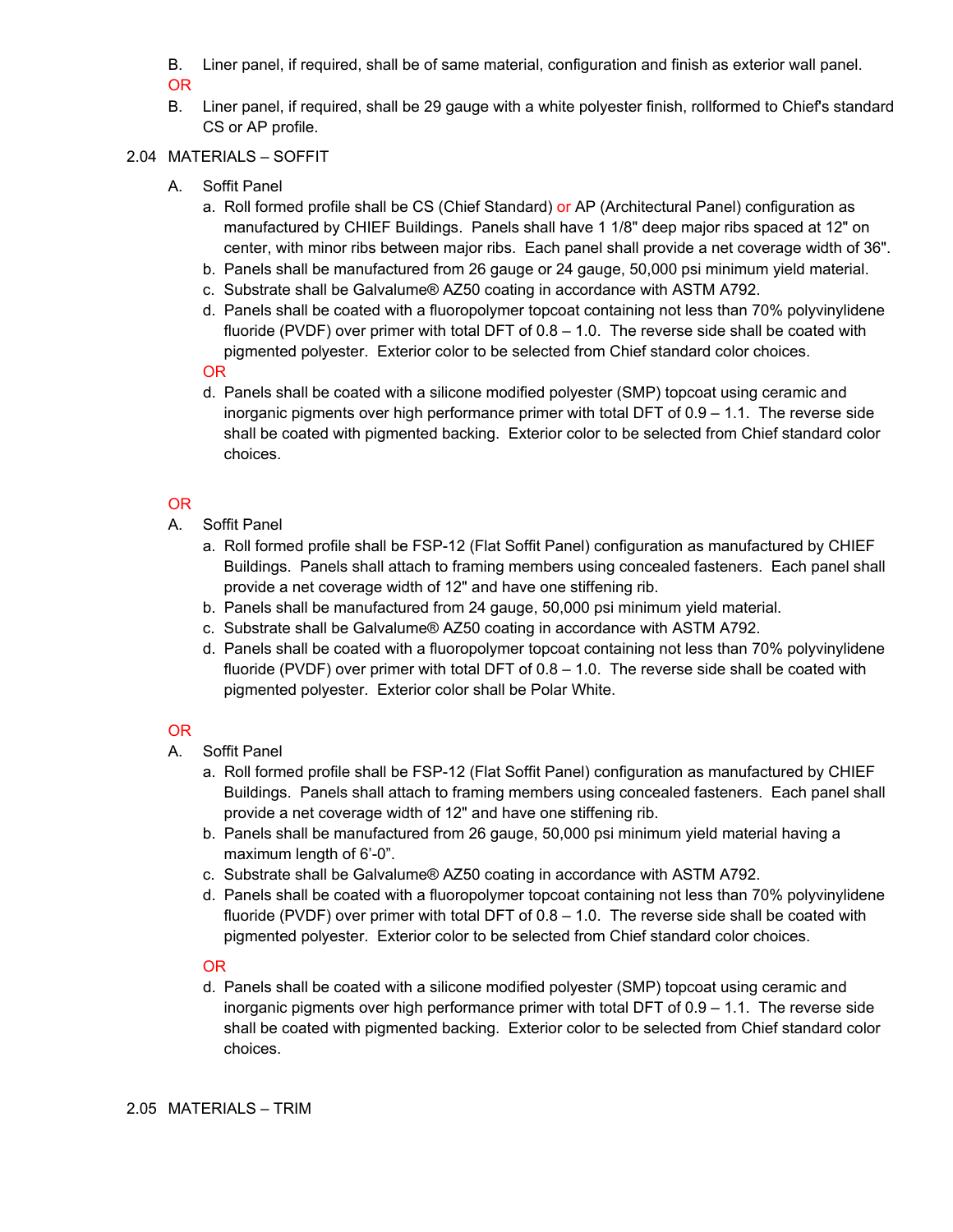B. Liner panel, if required, shall be of same material, configuration and finish as exterior wall panel.

OR

B. Liner panel, if required, shall be 29 gauge with a white polyester finish, rollformed to Chief's standard CS or AP profile.

## 2.04 MATERIALS – SOFFIT

A. Soffit Panel

a. Roll formed profile shall be CS (Chief Standard) or AP (Architectural Panel) configuration as manufactured by CHIEF Buildings. Panels shall have 1 1/8" deep major ribs spaced at 12" on center, with minor ribs between major ribs. Each panel shall provide a net coverage width of 36".

b. Panels shall be manufactured from 26 gauge or 24 gauge, 50,000 psi minimum yield material.

c. Substrate shall be Galvalume® AZ50 coating in accordance with ASTM A792.

d. Panels shall be coated with a fluoropolymer topcoat containing not less than 70% polyvinylidene fluoride (PVDF) over primer with total DFT of 0.8 – 1.0. The reverse side shall be coated with pigmented polyester. Exterior color to be selected from Chief standard color choices.

OR

d. Panels shall be coated with a silicone modified polyester (SMP) topcoat using ceramic and inorganic pigments over high performance primer with total DFT of 0.9 – 1.1. The reverse side shall be coated with pigmented backing. Exterior color to be selected from Chief standard color choices.

OR

A. Soffit Panel

a. Roll formed profile shall be FSP-12 (Flat Soffit Panel) configuration as manufactured by CHIEF Buildings. Panels shall attach to framing members using concealed fasteners. Each panel shall provide a net coverage width of 12" and have one stiffening rib.

b. Panels shall be manufactured from 24 gauge, 50,000 psi minimum yield material.

c. Substrate shall be Galvalume® AZ50 coating in accordance with ASTM A792.

d. Panels shall be coated with a fluoropolymer topcoat containing not less than 70% polyvinylidene fluoride (PVDF) over primer with total DFT of 0.8 – 1.0. The reverse side shall be coated with pigmented polyester. Exterior color shall be Polar White.

OR

A. Soffit Panel

a. Roll formed profile shall be FSP-12 (Flat Soffit Panel) configuration as manufactured by CHIEF Buildings. Panels shall attach to framing members using concealed fasteners. Each panel shall provide a net coverage width of 12" and have one stiffening rib.

b. Panels shall be manufactured from 26 gauge, 50,000 psi minimum yield material having a maximum length of 6'-0".

c. Substrate shall be Galvalume® AZ50 coating in accordance with ASTM A792.

d. Panels shall be coated with a fluoropolymer topcoat containing not less than 70% polyvinylidene fluoride (PVDF) over primer with total DFT of 0.8 – 1.0. The reverse side shall be coated with pigmented polyester. Exterior color to be selected from Chief standard color choices.

OR

d. Panels shall be coated with a silicone modified polyester (SMP) topcoat using ceramic and inorganic pigments over high performance primer with total DFT of 0.9 – 1.1. The reverse side shall be coated with pigmented backing. Exterior color to be selected from Chief standard color choices.

## 2.05 MATERIALS – TRIM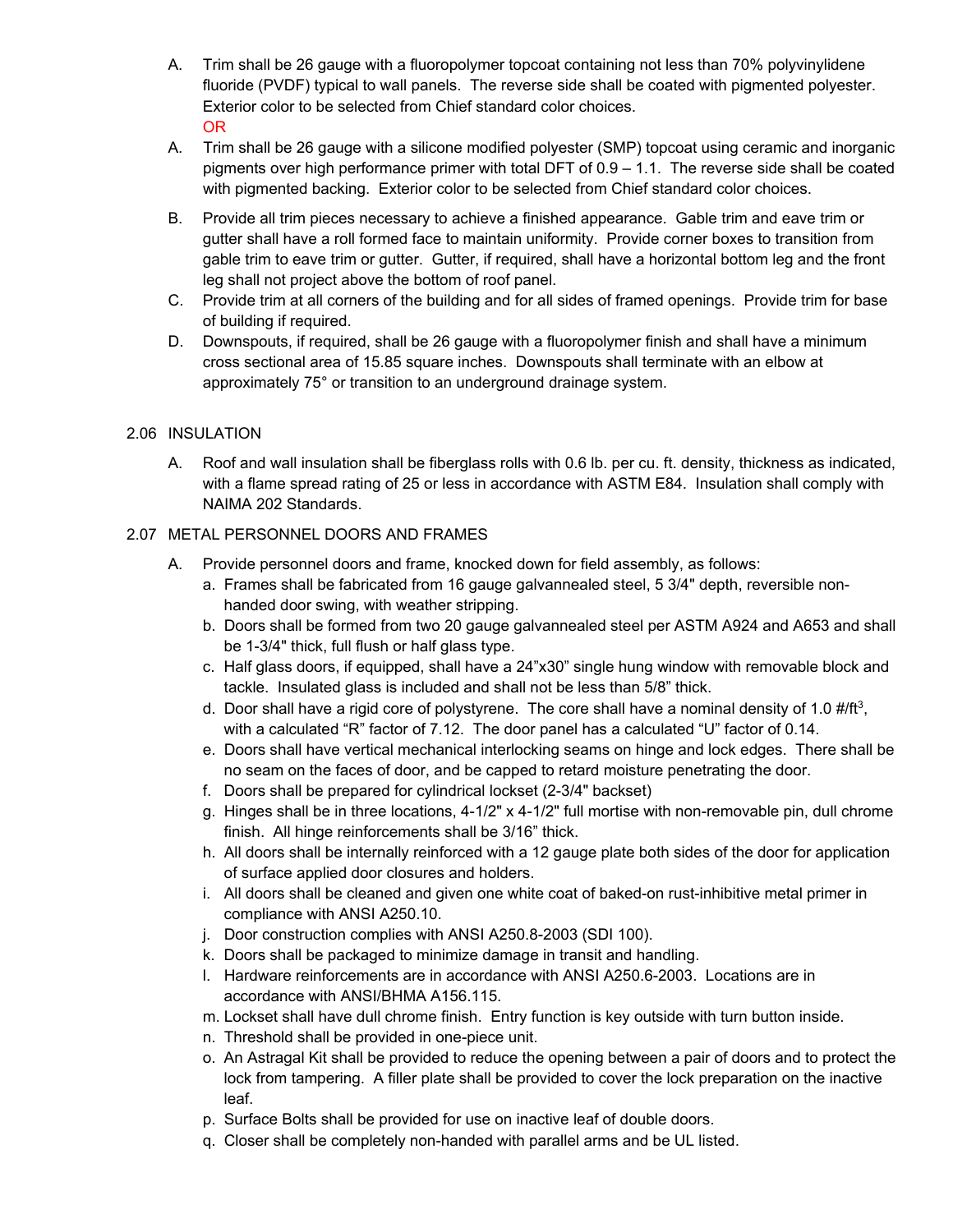A. Trim shall be 26 gauge with a fluoropolymer topcoat containing not less than 70% polyvinylidene fluoride (PVDF) typical to wall panels. The reverse side shall be coated with pigmented polyester. Exterior color to be selected from Chief standard color choices.

OR

A. Trim shall be 26 gauge with a silicone modified polyester (SMP) topcoat using ceramic and inorganic pigments over high performance primer with total DFT of 0.9 – 1.1. The reverse side shall be coated with pigmented backing. Exterior color to be selected from Chief standard color choices.

B. Provide all trim pieces necessary to achieve a finished appearance. Gable trim and eave trim or gutter shall have a roll formed face to maintain uniformity. Provide corner boxes to transition from gable trim to eave trim or gutter. Gutter, if required, shall have a horizontal bottom leg and the front leg shall not project above the bottom of roof panel.

C. Provide trim at all corners of the building and for all sides of framed openings. Provide trim for base of building if required.

D. Downspouts, if required, shall be 26 gauge with a fluoropolymer finish and shall have a minimum cross sectional area of 15.85 square inches. Downspouts shall terminate with an elbow at approximately 75° or transition to an underground drainage system.

## 2.06 INSULATION

A. Roof and wall insulation shall be fiberglass rolls with 0.6 lb. per cu. ft. density, thickness as indicated, with a flame spread rating of 25 or less in accordance with ASTM E84. Insulation shall comply with NAIMA 202 Standards.

## 2.07 METAL PERSONNEL DOORS AND FRAMES

A. Provide personnel doors and frame, knocked down for field assembly, as follows:

a. Frames shall be fabricated from 16 gauge galvannealed steel, 5 3/4" depth, reversible non-handed door swing, with weather stripping.

b. Doors shall be formed from two 20 gauge galvannealed steel per ASTM A924 and A653 and shall be 1-3/4" thick, full flush or half glass type.

c. Half glass doors, if equipped, shall have a 24"x30" single hung window with removable block and tackle. Insulated glass is included and shall not be less than 5/8" thick.

d. Door shall have a rigid core of polystyrene. The core shall have a nominal density of 1.0 $\#/ft^3$, with a calculated "R" factor of 7.12. The door panel has a calculated "U" factor of 0.14.

e. Doors shall have vertical mechanical interlocking seams on hinge and lock edges. There shall be no seam on the faces of door, and be capped to retard moisture penetrating the door.

f. Doors shall be prepared for cylindrical lockset (2-3/4" backset)

g. Hinges shall be in three locations, 4-1/2" x 4-1/2" full mortise with non-removable pin, dull chrome finish. All hinge reinforcements shall be 3/16" thick.

h. All doors shall be internally reinforced with a 12 gauge plate both sides of the door for application of surface applied door closures and holders.

i. All doors shall be cleaned and given one white coat of baked-on rust-inhibitive metal primer in compliance with ANSI A250.10.

j. Door construction complies with ANSI A250.8-2003 (SDI 100).

k. Doors shall be packaged to minimize damage in transit and handling.

l. Hardware reinforcements are in accordance with ANSI A250.6-2003. Locations are in accordance with ANSI/BHMA A156.115.

m. Lockset shall have dull chrome finish. Entry function is key outside with turn button inside.

n. Threshold shall be provided in one-piece unit.

o. An Astragal Kit shall be provided to reduce the opening between a pair of doors and to protect the lock from tampering. A filler plate shall be provided to cover the lock preparation on the inactive leaf.

p. Surface Bolts shall be provided for use on inactive leaf of double doors.

q. Closer shall be completely non-handed with parallel arms and be UL listed.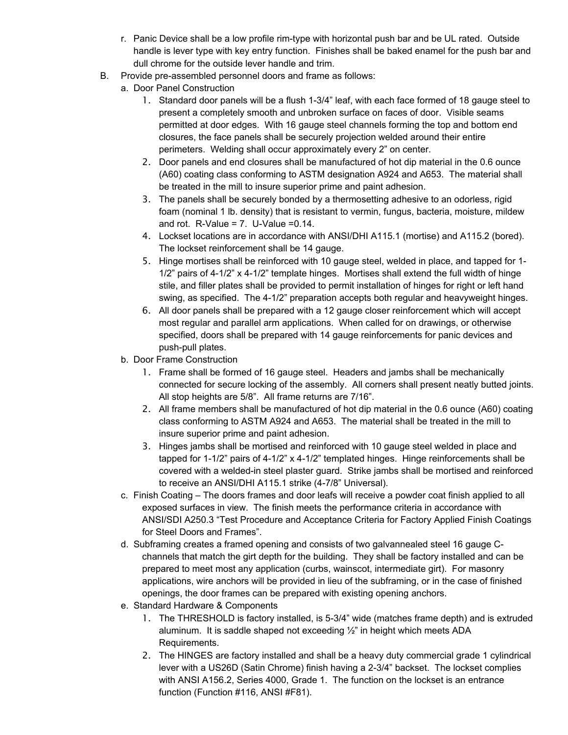r. Panic Device shall be a low profile rim-type with horizontal push bar and be UL rated. Outside handle is lever type with key entry function. Finishes shall be baked enamel for the push bar and dull chrome for the outside lever handle and trim.

B. Provide pre-assembled personnel doors and frame as follows:

a. Door Panel Construction

1. Standard door panels will be a flush 1-3/4" leaf, with each face formed of 18 gauge steel to present a completely smooth and unbroken surface on faces of door. Visible seams permitted at door edges. With 16 gauge steel channels forming the top and bottom end closures, the face panels shall be securely projection welded around their entire perimeters. Welding shall occur approximately every 2" on center.
2. Door panels and end closures shall be manufactured of hot dip material in the 0.6 ounce (A60) coating class conforming to ASTM designation A924 and A653. The material shall be treated in the mill to insure superior prime and paint adhesion.
3. The panels shall be securely bonded by a thermosetting adhesive to an odorless, rigid foam (nominal 1 lb. density) that is resistant to vermin, fungus, bacteria, moisture, mildew and rot. R-Value = 7. U-Value =0.14.
4. Lockset locations are in accordance with ANSI/DHI A115.1 (mortise) and A115.2 (bored). The lockset reinforcement shall be 14 gauge.
5. Hinge mortises shall be reinforced with 10 gauge steel, welded in place, and tapped for 1-1/2" pairs of 4-1/2" x 4-1/2" template hinges. Mortises shall extend the full width of hinge stile, and filler plates shall be provided to permit installation of hinges for right or left hand swing, as specified. The 4-1/2" preparation accepts both regular and heavyweight hinges.
6. All door panels shall be prepared with a 12 gauge closer reinforcement which will accept most regular and parallel arm applications. When called for on drawings, or otherwise specified, doors shall be prepared with 14 gauge reinforcements for panic devices and push-pull plates.

b. Door Frame Construction

1. Frame shall be formed of 16 gauge steel. Headers and jambs shall be mechanically connected for secure locking of the assembly. All corners shall present neatly butted joints. All stop heights are 5/8". All frame returns are 7/16".
2. All frame members shall be manufactured of hot dip material in the 0.6 ounce (A60) coating class conforming to ASTM A924 and A653. The material shall be treated in the mill to insure superior prime and paint adhesion.
3. Hinges jambs shall be mortised and reinforced with 10 gauge steel welded in place and tapped for 1-1/2" pairs of 4-1/2" x 4-1/2" templated hinges. Hinge reinforcements shall be covered with a welded-in steel plaster guard. Strike jambs shall be mortised and reinforced to receive an ANSI/DHI A115.1 strike (4-7/8" Universal).

c. Finish Coating – The doors frames and door leafs will receive a powder coat finish applied to all exposed surfaces in view. The finish meets the performance criteria in accordance with ANSI/SDI A250.3 "Test Procedure and Acceptance Criteria for Factory Applied Finish Coatings for Steel Doors and Frames".

d. Subframing creates a framed opening and consists of two galvannealed steel 16 gauge C-channels that match the girt depth for the building. They shall be factory installed and can be prepared to meet most any application (curbs, wainscot, intermediate girt). For masonry applications, wire anchors will be provided in lieu of the subframing, or in the case of finished openings, the door frames can be prepared with existing opening anchors.

e. Standard Hardware & Components

1. The THRESHOLD is factory installed, is 5-3/4" wide (matches frame depth) and is extruded aluminum. It is saddle shaped not exceeding ½" in height which meets ADA Requirements.
2. The HINGES are factory installed and shall be a heavy duty commercial grade 1 cylindrical lever with a US26D (Satin Chrome) finish having a 2-3/4" backset. The lockset complies with ANSI A156.2, Series 4000, Grade 1. The function on the lockset is an entrance function (Function #116, ANSI #F81).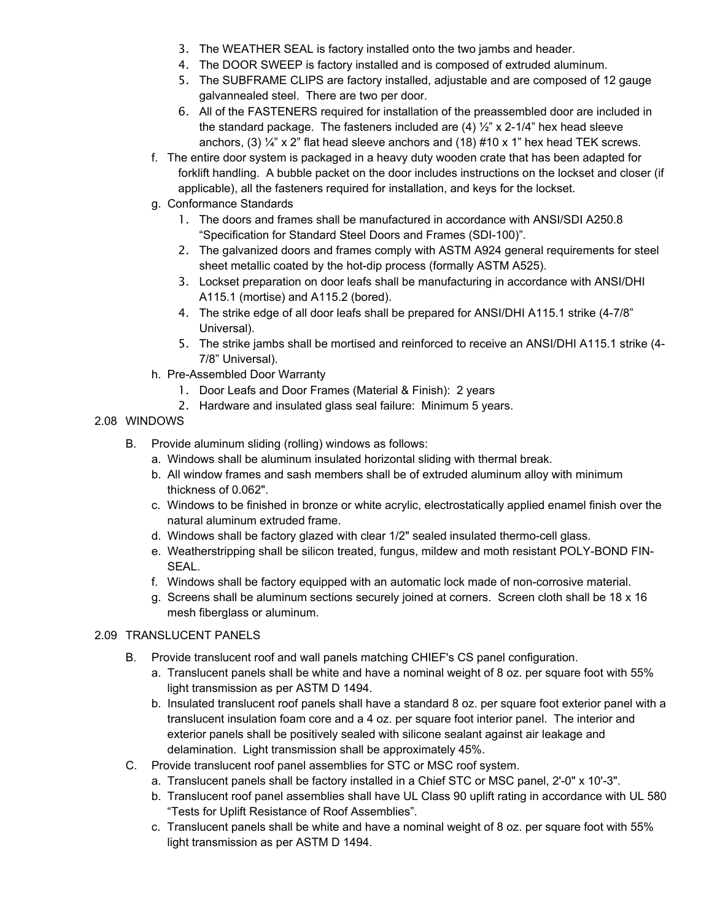3. The WEATHER SEAL is factory installed onto the two jambs and header.
4. The DOOR SWEEP is factory installed and is composed of extruded aluminum.
5. The SUBFRAME CLIPS are factory installed, adjustable and are composed of 12 gauge galvannealed steel. There are two per door.
6. All of the FASTENERS required for installation of the preassembled door are included in the standard package. The fasteners included are (4) ½" x 2-1/4" hex head sleeve anchors, (3) ¼" x 2" flat head sleeve anchors and (18) #10 x 1" hex head TEK screws.

f. The entire door system is packaged in a heavy duty wooden crate that has been adapted for forklift handling. A bubble packet on the door includes instructions on the lockset and closer (if applicable), all the fasteners required for installation, and keys for the lockset.

g. Conformance Standards
1. The doors and frames shall be manufactured in accordance with ANSI/SDI A250.8 "Specification for Standard Steel Doors and Frames (SDI-100)".
2. The galvanized doors and frames comply with ASTM A924 general requirements for steel sheet metallic coated by the hot-dip process (formally ASTM A525).
3. Lockset preparation on door leafs shall be manufacturing in accordance with ANSI/DHI A115.1 (mortise) and A115.2 (bored).
4. The strike edge of all door leafs shall be prepared for ANSI/DHI A115.1 strike (4-7/8" Universal).
5. The strike jambs shall be mortised and reinforced to receive an ANSI/DHI A115.1 strike (4-7/8" Universal).

h. Pre-Assembled Door Warranty
1. Door Leafs and Door Frames (Material & Finish): 2 years
2. Hardware and insulated glass seal failure: Minimum 5 years.

2.08 WINDOWS

B. Provide aluminum sliding (rolling) windows as follows:
a. Windows shall be aluminum insulated horizontal sliding with thermal break.
b. All window frames and sash members shall be of extruded aluminum alloy with minimum thickness of 0.062".
c. Windows to be finished in bronze or white acrylic, electrostatically applied enamel finish over the natural aluminum extruded frame.
d. Windows shall be factory glazed with clear 1/2" sealed insulated thermo-cell glass.
e. Weatherstripping shall be silicon treated, fungus, mildew and moth resistant POLY-BOND FIN-SEAL.
f. Windows shall be factory equipped with an automatic lock made of non-corrosive material.
g. Screens shall be aluminum sections securely joined at corners. Screen cloth shall be 18 x 16 mesh fiberglass or aluminum.

2.09 TRANSLUCENT PANELS

B. Provide translucent roof and wall panels matching CHIEF's CS panel configuration.
a. Translucent panels shall be white and have a nominal weight of 8 oz. per square foot with 55% light transmission as per ASTM D 1494.
b. Insulated translucent roof panels shall have a standard 8 oz. per square foot exterior panel with a translucent insulation foam core and a 4 oz. per square foot interior panel. The interior and exterior panels shall be positively sealed with silicone sealant against air leakage and delamination. Light transmission shall be approximately 45%.

C. Provide translucent roof panel assemblies for STC or MSC roof system.
a. Translucent panels shall be factory installed in a Chief STC or MSC panel, 2'-0" x 10'-3".
b. Translucent roof panel assemblies shall have UL Class 90 uplift rating in accordance with UL 580 "Tests for Uplift Resistance of Roof Assemblies".
c. Translucent panels shall be white and have a nominal weight of 8 oz. per square foot with 55% light transmission as per ASTM D 1494.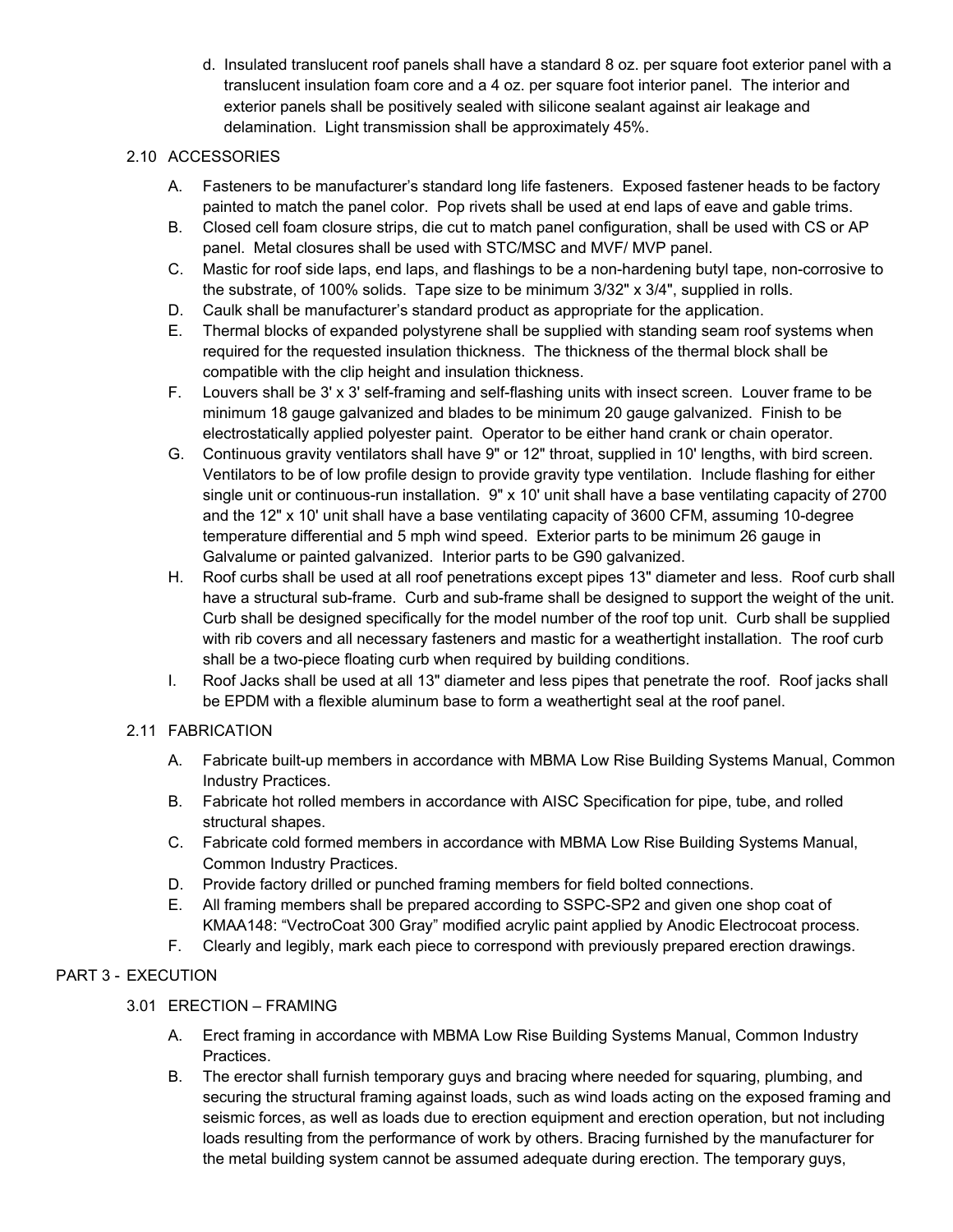d. Insulated translucent roof panels shall have a standard 8 oz. per square foot exterior panel with a translucent insulation foam core and a 4 oz. per square foot interior panel. The interior and exterior panels shall be positively sealed with silicone sealant against air leakage and delamination. Light transmission shall be approximately 45%.

### 2.10 ACCESSORIES

A. Fasteners to be manufacturer's standard long life fasteners. Exposed fastener heads to be factory painted to match the panel color. Pop rivets shall be used at end laps of eave and gable trims.

B. Closed cell foam closure strips, die cut to match panel configuration, shall be used with CS or AP panel. Metal closures shall be used with STC/MSC and MVF/ MVP panel.

C. Mastic for roof side laps, end laps, and flashings to be a non-hardening butyl tape, non-corrosive to the substrate, of 100% solids. Tape size to be minimum 3/32" x 3/4", supplied in rolls.

D. Caulk shall be manufacturer's standard product as appropriate for the application.

E. Thermal blocks of expanded polystyrene shall be supplied with standing seam roof systems when required for the requested insulation thickness. The thickness of the thermal block shall be compatible with the clip height and insulation thickness.

F. Louvers shall be 3' x 3' self-framing and self-flashing units with insect screen. Louver frame to be minimum 18 gauge galvanized and blades to be minimum 20 gauge galvanized. Finish to be electrostatically applied polyester paint. Operator to be either hand crank or chain operator.

G. Continuous gravity ventilators shall have 9" or 12" throat, supplied in 10' lengths, with bird screen. Ventilators to be of low profile design to provide gravity type ventilation. Include flashing for either single unit or continuous-run installation. 9" x 10' unit shall have a base ventilating capacity of 2700 and the 12" x 10' unit shall have a base ventilating capacity of 3600 CFM, assuming 10-degree temperature differential and 5 mph wind speed. Exterior parts to be minimum 26 gauge in Galvalume or painted galvanized. Interior parts to be G90 galvanized.

H. Roof curbs shall be used at all roof penetrations except pipes 13" diameter and less. Roof curb shall have a structural sub-frame. Curb and sub-frame shall be designed to support the weight of the unit. Curb shall be designed specifically for the model number of the roof top unit. Curb shall be supplied with rib covers and all necessary fasteners and mastic for a weathertight installation. The roof curb shall be a two-piece floating curb when required by building conditions.

I. Roof Jacks shall be used at all 13" diameter and less pipes that penetrate the roof. Roof jacks shall be EPDM with a flexible aluminum base to form a weathertight seal at the roof panel.

### 2.11 FABRICATION

A. Fabricate built-up members in accordance with MBMA Low Rise Building Systems Manual, Common Industry Practices.

B. Fabricate hot rolled members in accordance with AISC Specification for pipe, tube, and rolled structural shapes.

C. Fabricate cold formed members in accordance with MBMA Low Rise Building Systems Manual, Common Industry Practices.

D. Provide factory drilled or punched framing members for field bolted connections.

E. All framing members shall be prepared according to SSPC-SP2 and given one shop coat of KMAA148: "VectroCoat 300 Gray" modified acrylic paint applied by Anodic Electrocoat process.

F. Clearly and legibly, mark each piece to correspond with previously prepared erection drawings.

## PART 3 - EXECUTION

### 3.01 ERECTION – FRAMING

A. Erect framing in accordance with MBMA Low Rise Building Systems Manual, Common Industry Practices.

B. The erector shall furnish temporary guys and bracing where needed for squaring, plumbing, and securing the structural framing against loads, such as wind loads acting on the exposed framing and seismic forces, as well as loads due to erection equipment and erection operation, but not including loads resulting from the performance of work by others. Bracing furnished by the manufacturer for the metal building system cannot be assumed adequate during erection. The temporary guys,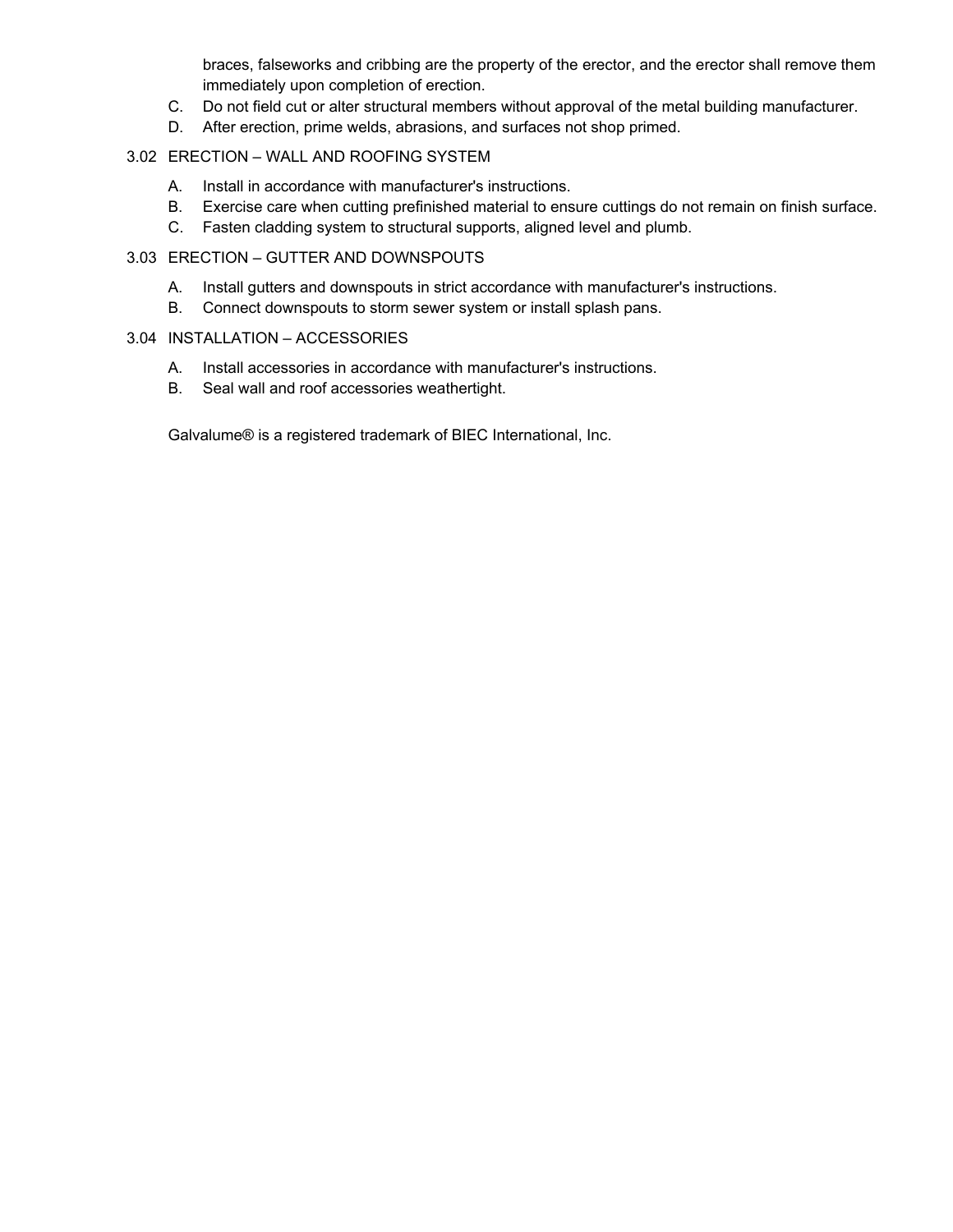braces, falseworks and cribbing are the property of the erector, and the erector shall remove them immediately upon completion of erection.

C. Do not field cut or alter structural members without approval of the metal building manufacturer.

D. After erection, prime welds, abrasions, and surfaces not shop primed.

### 3.02 ERECTION – WALL AND ROOFING SYSTEM

A. Install in accordance with manufacturer's instructions.

B. Exercise care when cutting prefinished material to ensure cuttings do not remain on finish surface.

C. Fasten cladding system to structural supports, aligned level and plumb.

### 3.03 ERECTION – GUTTER AND DOWNSPOUTS

A. Install gutters and downspouts in strict accordance with manufacturer's instructions.

B. Connect downspouts to storm sewer system or install splash pans.

### 3.04 INSTALLATION – ACCESSORIES

A. Install accessories in accordance with manufacturer's instructions.

B. Seal wall and roof accessories weathertight.

Galvalume® is a registered trademark of BIEC International, Inc.